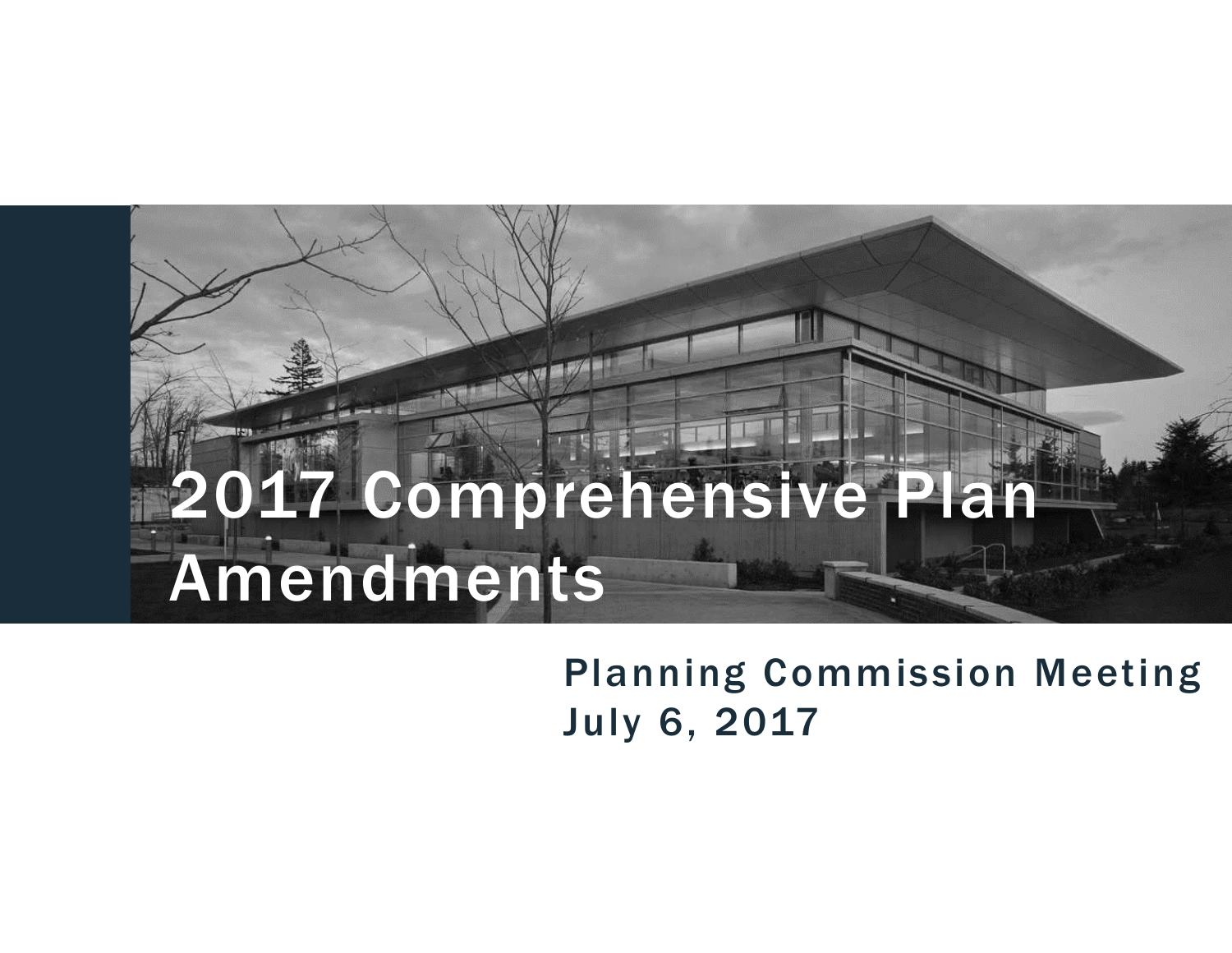# 2017 Comprehensive Plan Amendments

Planning Commission Meeting
July 6, 2017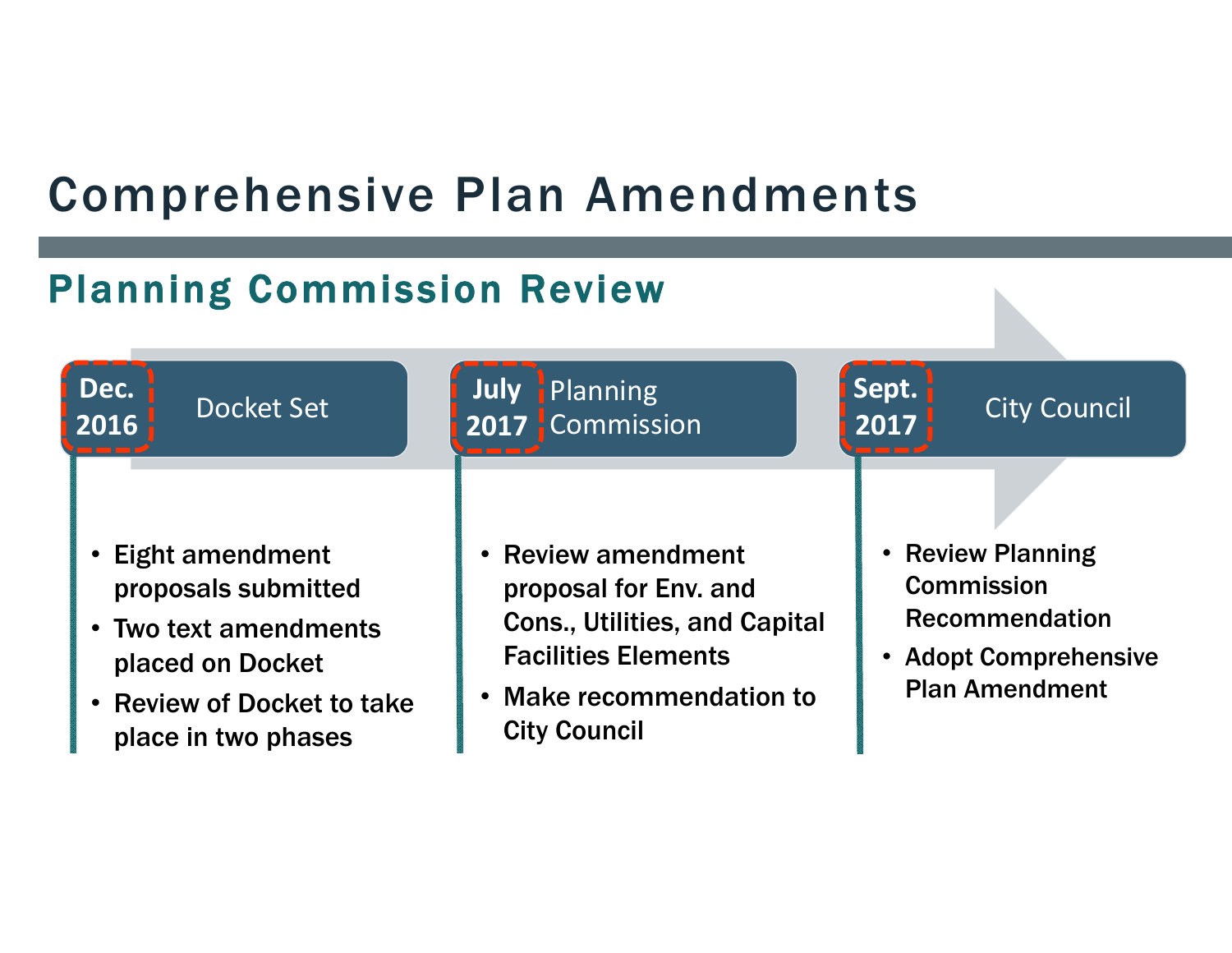# Comprehensive Plan Amendments

## Planning Commission Review

**Dec. 2016** — Docket Set

- Eight amendment proposals submitted
- Two text amendments placed on Docket
- Review of Docket to take place in two phases

**July 2017** — Planning Commission

- Review amendment proposal for Env. and Cons., Utilities, and Capital Facilities Elements
- Make recommendation to City Council

**Sept. 2017** — City Council

- Review Planning Commission Recommendation
- Adopt Comprehensive Plan Amendment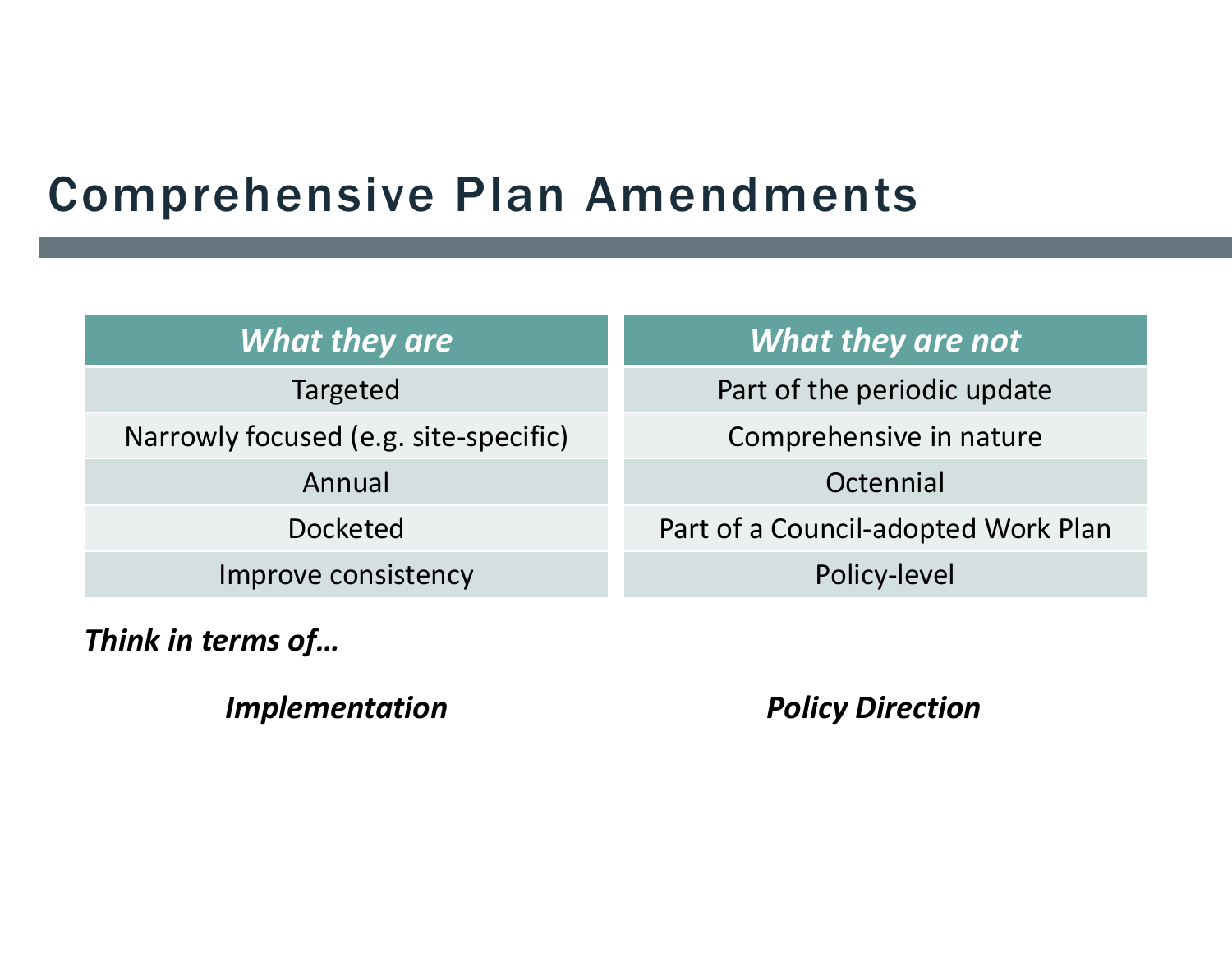# Comprehensive Plan Amendments

| *What they are* | *What they are not* |
|---|---|
| Targeted | Part of the periodic update |
| Narrowly focused (e.g. site-specific) | Comprehensive in nature |
| Annual | Octennial |
| Docketed | Part of a Council-adopted Work Plan |
| Improve consistency | Policy-level |

***Think in terms of…***

***Implementation*** ***Policy Direction***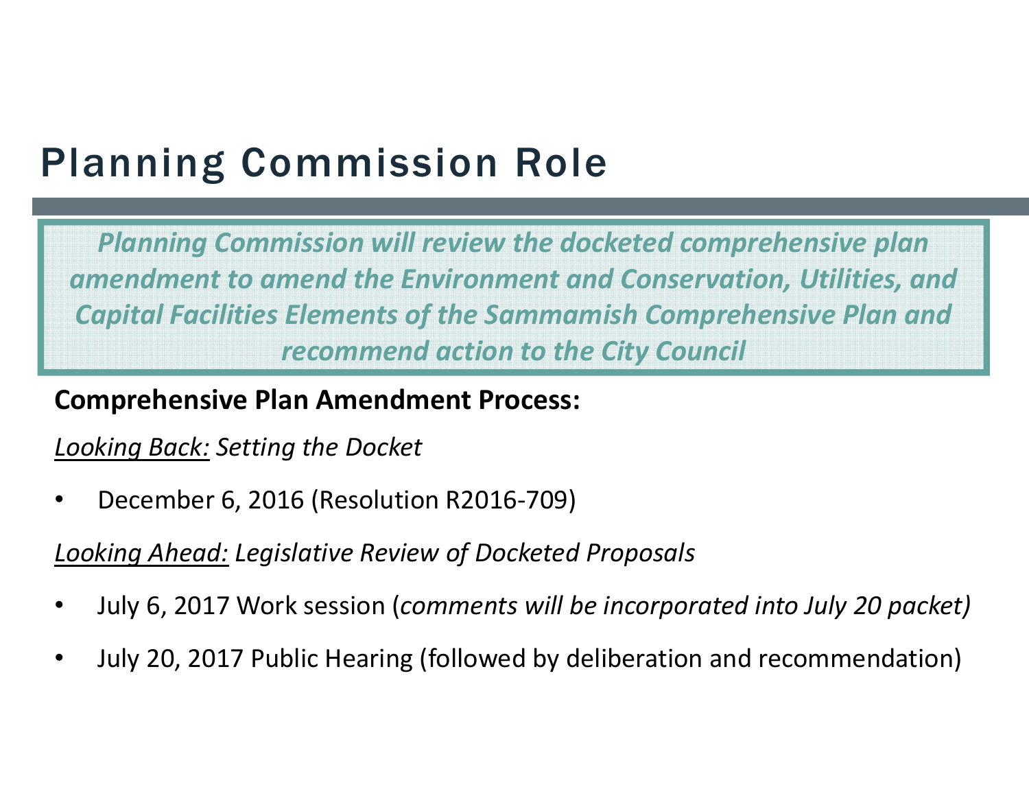# Planning Commission Role

*Planning Commission will review the docketed comprehensive plan amendment to amend the Environment and Conservation, Utilities, and Capital Facilities Elements of the Sammamish Comprehensive Plan and recommend action to the City Council*

**Comprehensive Plan Amendment Process:**

<u>Looking Back:</u> *Setting the Docket*

- December 6, 2016 (Resolution R2016-709)

<u>Looking Ahead:</u> *Legislative Review of Docketed Proposals*

- July 6, 2017 Work session (*comments will be incorporated into July 20 packet)*
- July 20, 2017 Public Hearing (followed by deliberation and recommendation)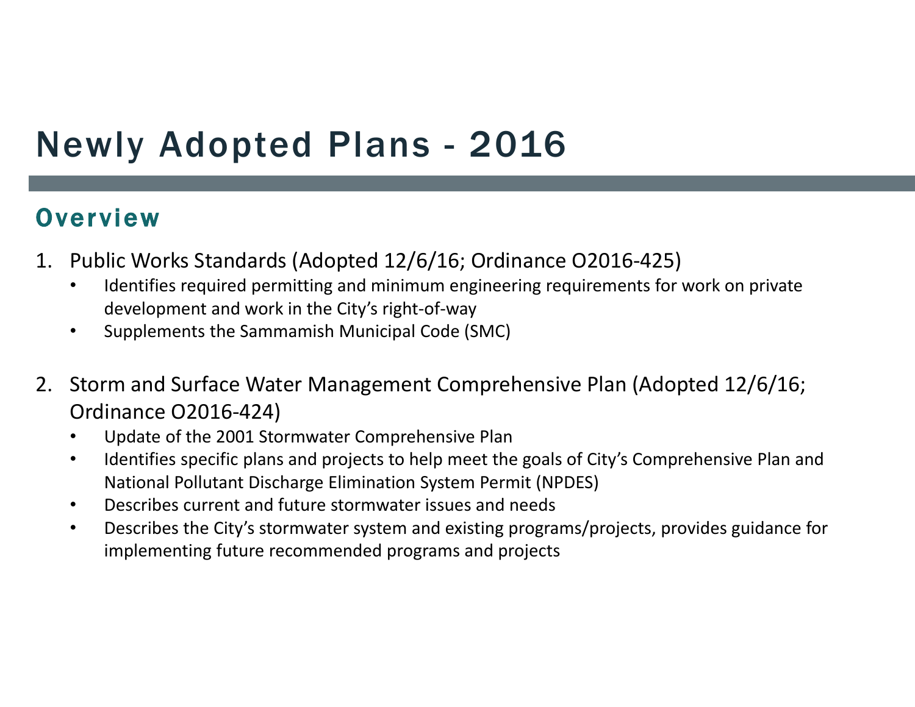# Newly Adopted Plans - 2016

## Overview

1. Public Works Standards (Adopted 12/6/16; Ordinance O2016-425)
   - Identifies required permitting and minimum engineering requirements for work on private development and work in the City's right-of-way
   - Supplements the Sammamish Municipal Code (SMC)

2. Storm and Surface Water Management Comprehensive Plan (Adopted 12/6/16; Ordinance O2016-424)
   - Update of the 2001 Stormwater Comprehensive Plan
   - Identifies specific plans and projects to help meet the goals of City's Comprehensive Plan and National Pollutant Discharge Elimination System Permit (NPDES)
   - Describes current and future stormwater issues and needs
   - Describes the City's stormwater system and existing programs/projects, provides guidance for implementing future recommended programs and projects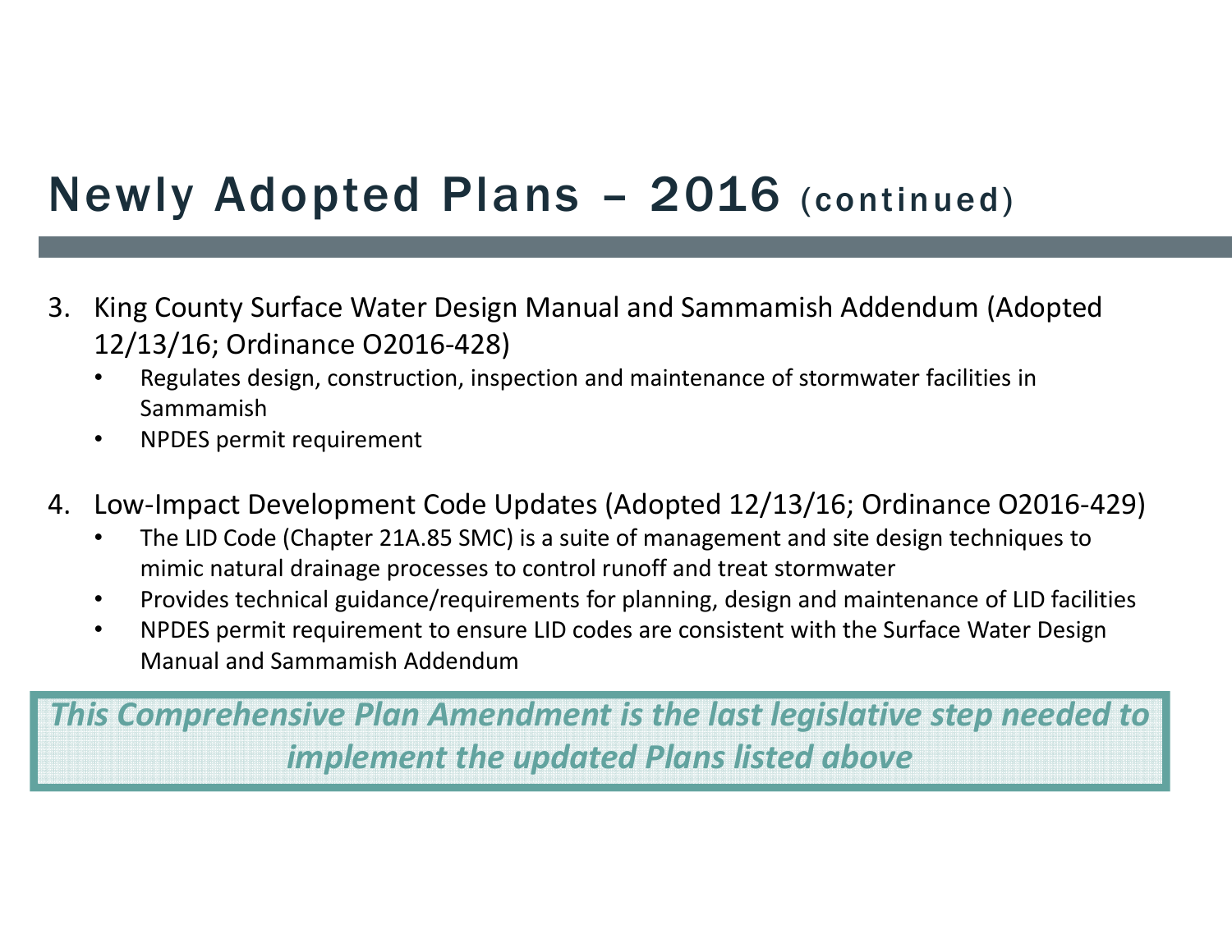# Newly Adopted Plans – 2016 (continued)

3. King County Surface Water Design Manual and Sammamish Addendum (Adopted 12/13/16; Ordinance O2016-428)
   - Regulates design, construction, inspection and maintenance of stormwater facilities in Sammamish
   - NPDES permit requirement

4. Low-Impact Development Code Updates (Adopted 12/13/16; Ordinance O2016-429)
   - The LID Code (Chapter 21A.85 SMC) is a suite of management and site design techniques to mimic natural drainage processes to control runoff and treat stormwater
   - Provides technical guidance/requirements for planning, design and maintenance of LID facilities
   - NPDES permit requirement to ensure LID codes are consistent with the Surface Water Design Manual and Sammamish Addendum

***This Comprehensive Plan Amendment is the last legislative step needed to implement the updated Plans listed above***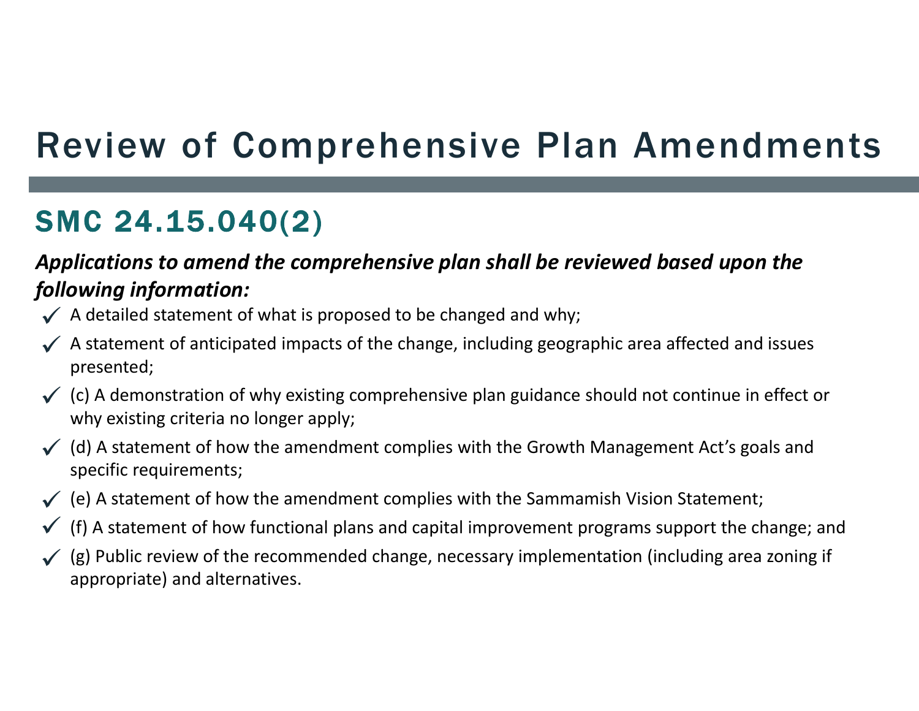# Review of Comprehensive Plan Amendments

## SMC 24.15.040(2)

***Applications to amend the comprehensive plan shall be reviewed based upon the following information:***

- ✓ A detailed statement of what is proposed to be changed and why;
- ✓ A statement of anticipated impacts of the change, including geographic area affected and issues presented;
- ✓ (c) A demonstration of why existing comprehensive plan guidance should not continue in effect or why existing criteria no longer apply;
- ✓ (d) A statement of how the amendment complies with the Growth Management Act's goals and specific requirements;
- ✓ (e) A statement of how the amendment complies with the Sammamish Vision Statement;
- ✓ (f) A statement of how functional plans and capital improvement programs support the change; and
- ✓ (g) Public review of the recommended change, necessary implementation (including area zoning if appropriate) and alternatives.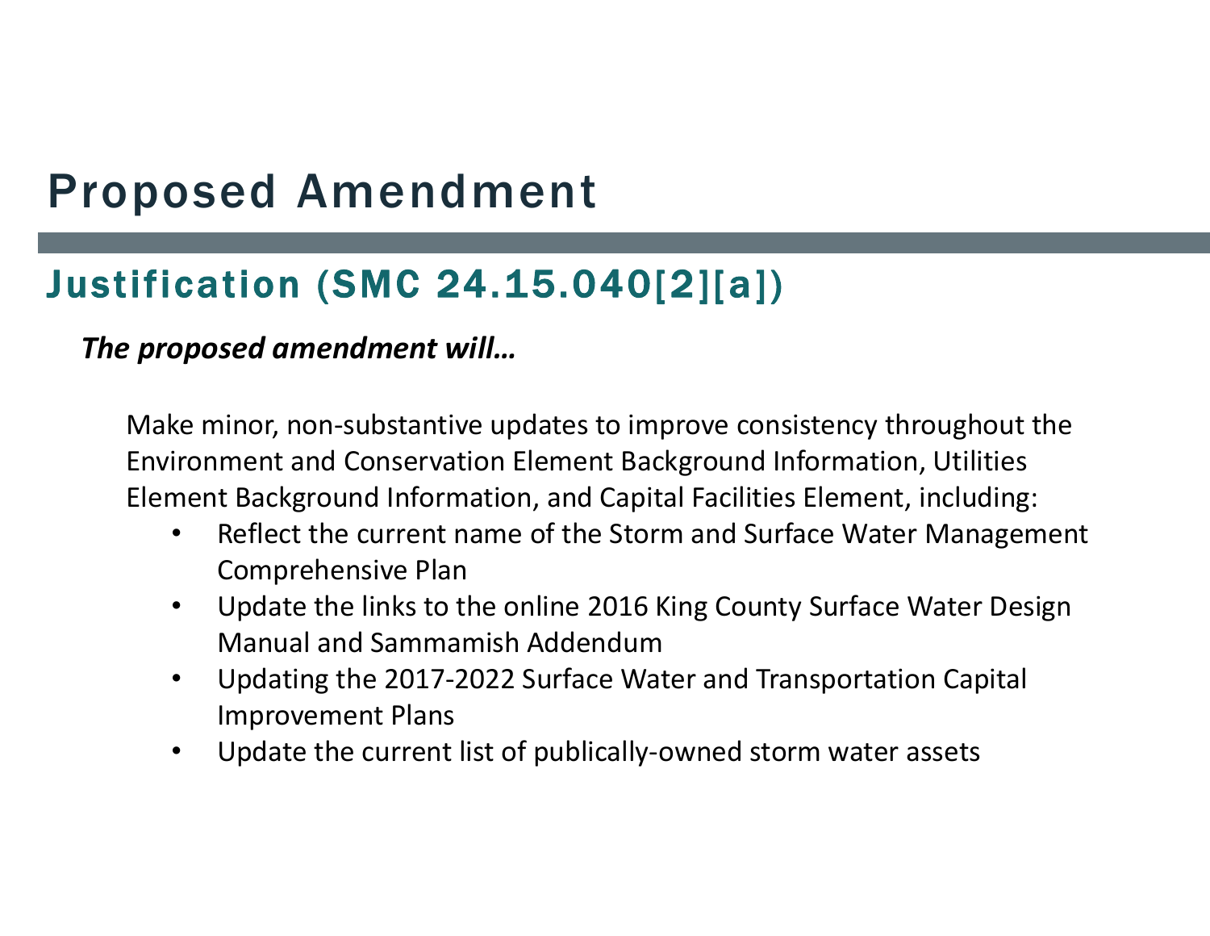# Proposed Amendment

## Justification (SMC 24.15.040[2][a])

***The proposed amendment will…***

Make minor, non-substantive updates to improve consistency throughout the Environment and Conservation Element Background Information, Utilities Element Background Information, and Capital Facilities Element, including:

- Reflect the current name of the Storm and Surface Water Management Comprehensive Plan
- Update the links to the online 2016 King County Surface Water Design Manual and Sammamish Addendum
- Updating the 2017-2022 Surface Water and Transportation Capital Improvement Plans
- Update the current list of publically-owned storm water assets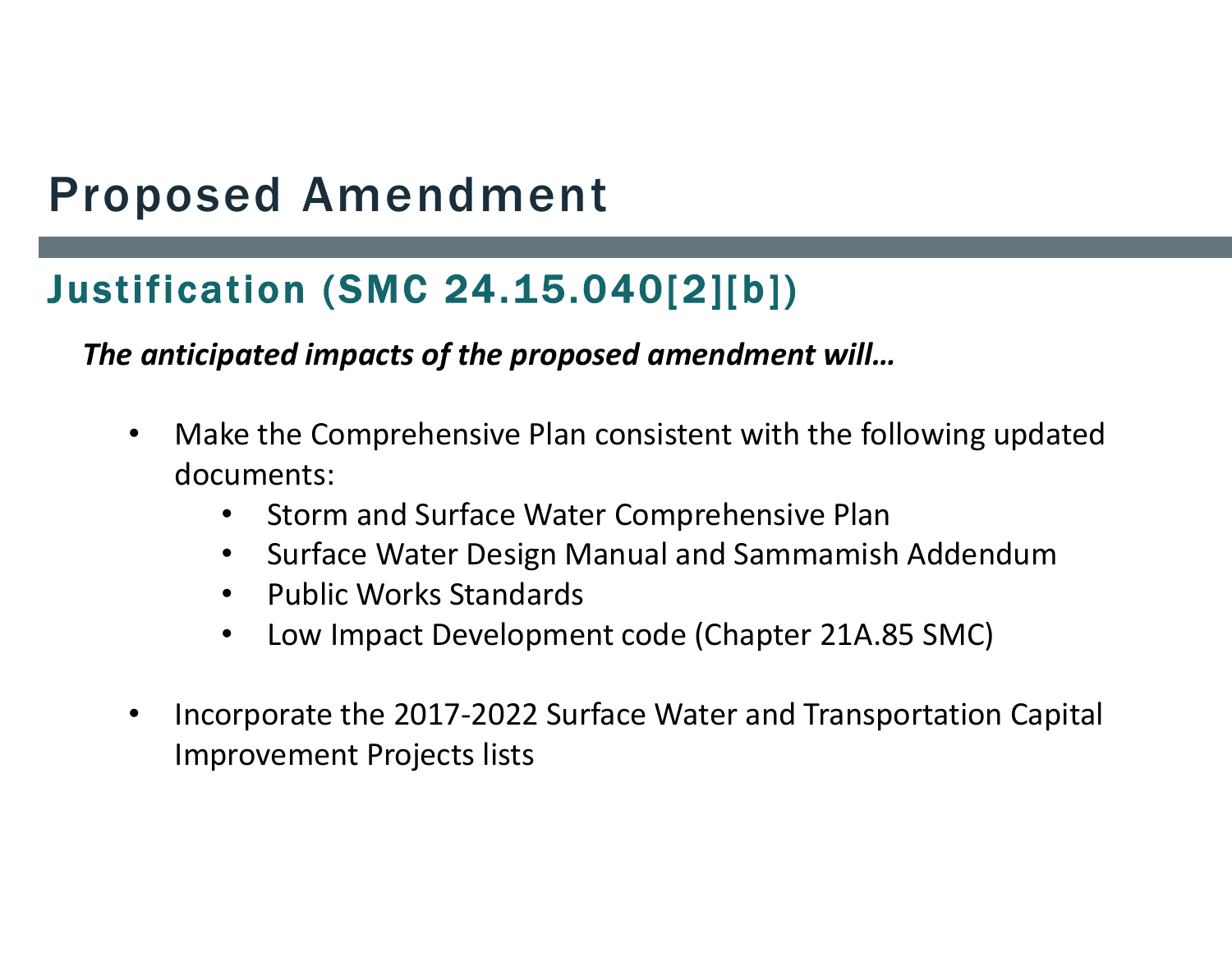# Proposed Amendment

## Justification (SMC 24.15.040[2][b])

***The anticipated impacts of the proposed amendment will…***

- Make the Comprehensive Plan consistent with the following updated documents:
  - Storm and Surface Water Comprehensive Plan
  - Surface Water Design Manual and Sammamish Addendum
  - Public Works Standards
  - Low Impact Development code (Chapter 21A.85 SMC)
- Incorporate the 2017-2022 Surface Water and Transportation Capital Improvement Projects lists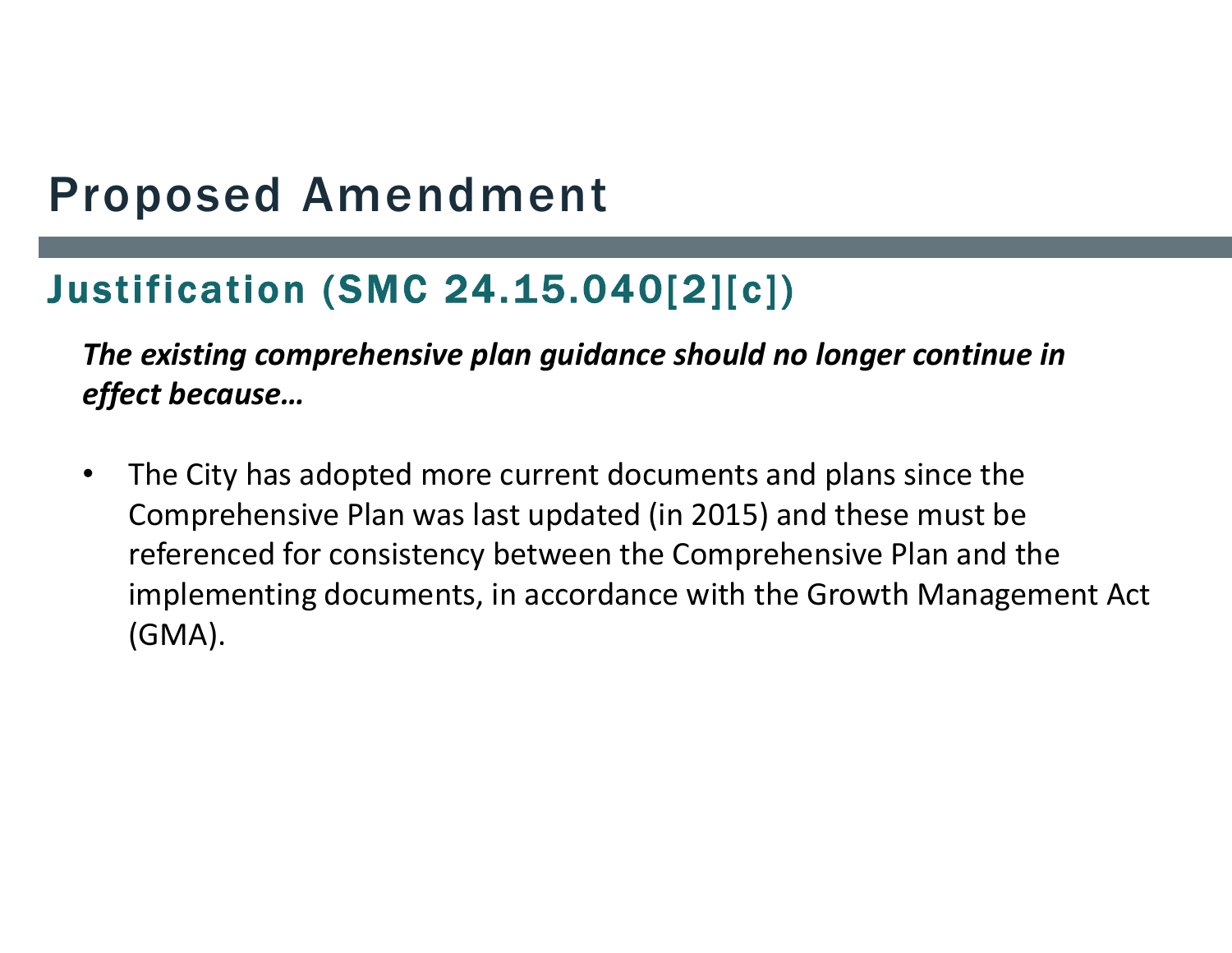# Proposed Amendment

## Justification (SMC 24.15.040[2][c])

***The existing comprehensive plan guidance should no longer continue in effect because…***

- The City has adopted more current documents and plans since the Comprehensive Plan was last updated (in 2015) and these must be referenced for consistency between the Comprehensive Plan and the implementing documents, in accordance with the Growth Management Act (GMA).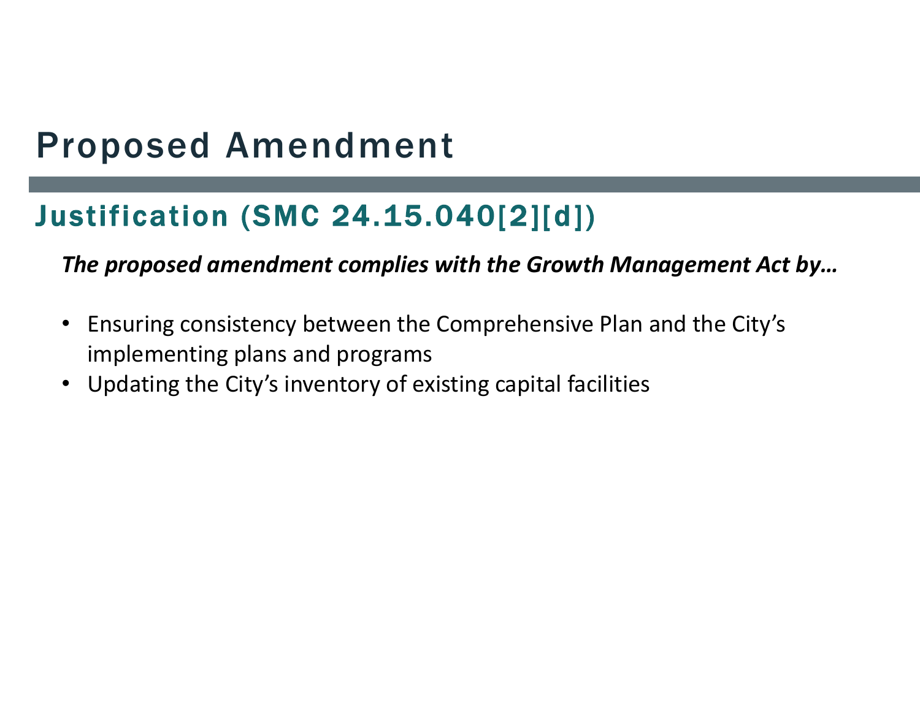# Proposed Amendment

## Justification (SMC 24.15.040[2][d])

***The proposed amendment complies with the Growth Management Act by…***

- Ensuring consistency between the Comprehensive Plan and the City's implementing plans and programs
- Updating the City's inventory of existing capital facilities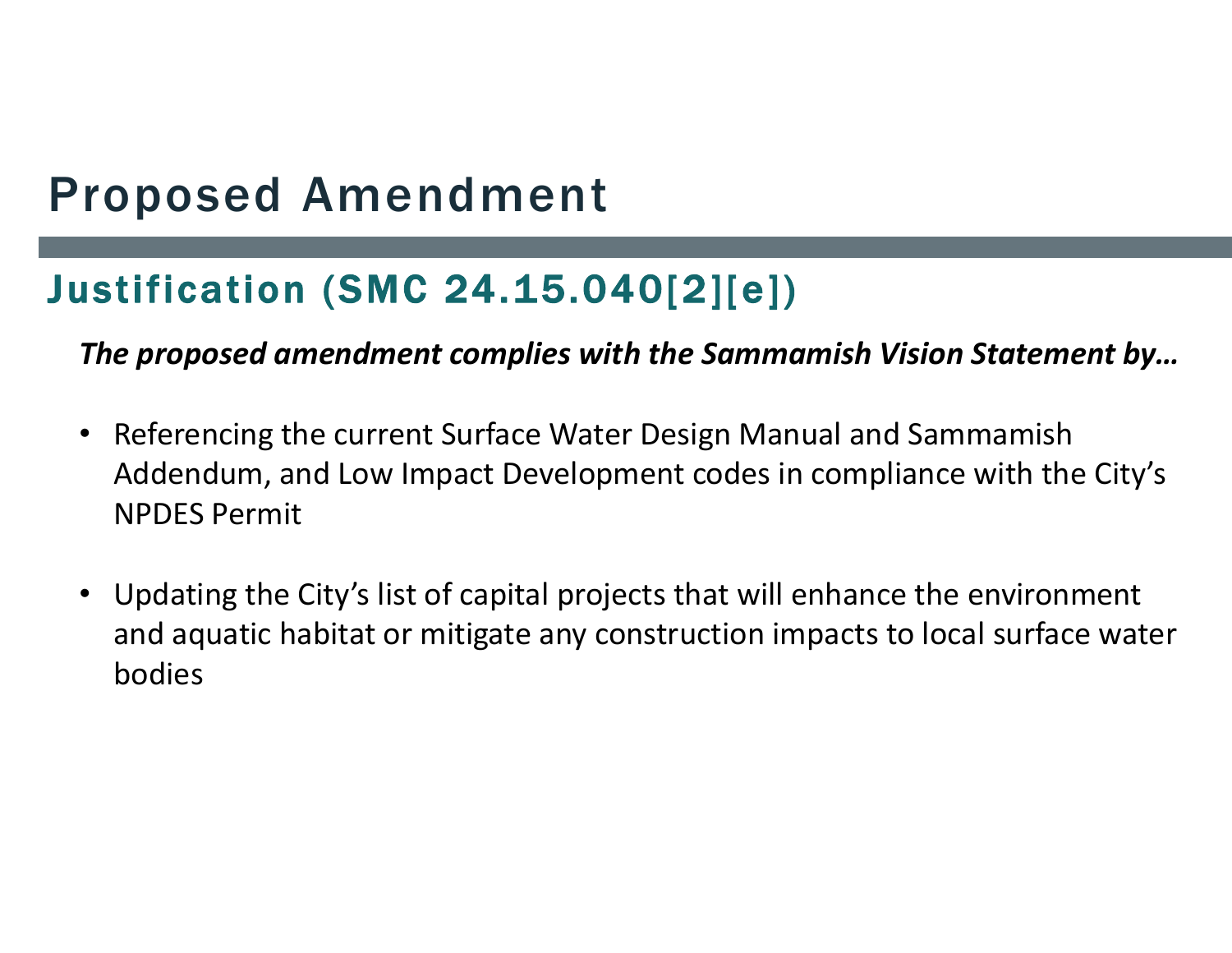# Proposed Amendment

## Justification (SMC 24.15.040[2][e])

***The proposed amendment complies with the Sammamish Vision Statement by…***

- Referencing the current Surface Water Design Manual and Sammamish Addendum, and Low Impact Development codes in compliance with the City's NPDES Permit
- Updating the City's list of capital projects that will enhance the environment and aquatic habitat or mitigate any construction impacts to local surface water bodies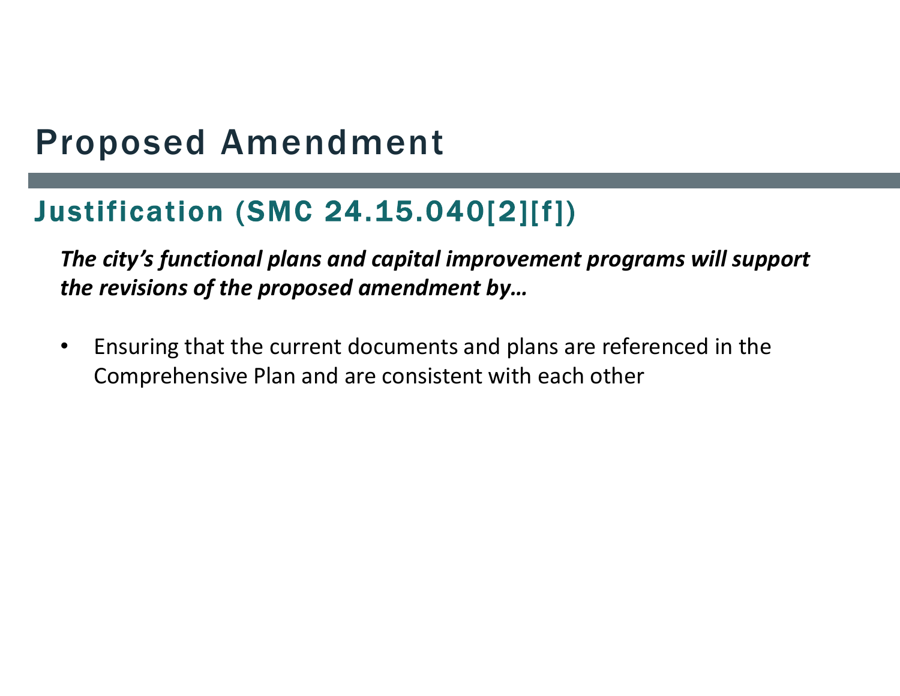# Proposed Amendment

## Justification (SMC 24.15.040[2][f])

***The city's functional plans and capital improvement programs will support the revisions of the proposed amendment by…***

- Ensuring that the current documents and plans are referenced in the Comprehensive Plan and are consistent with each other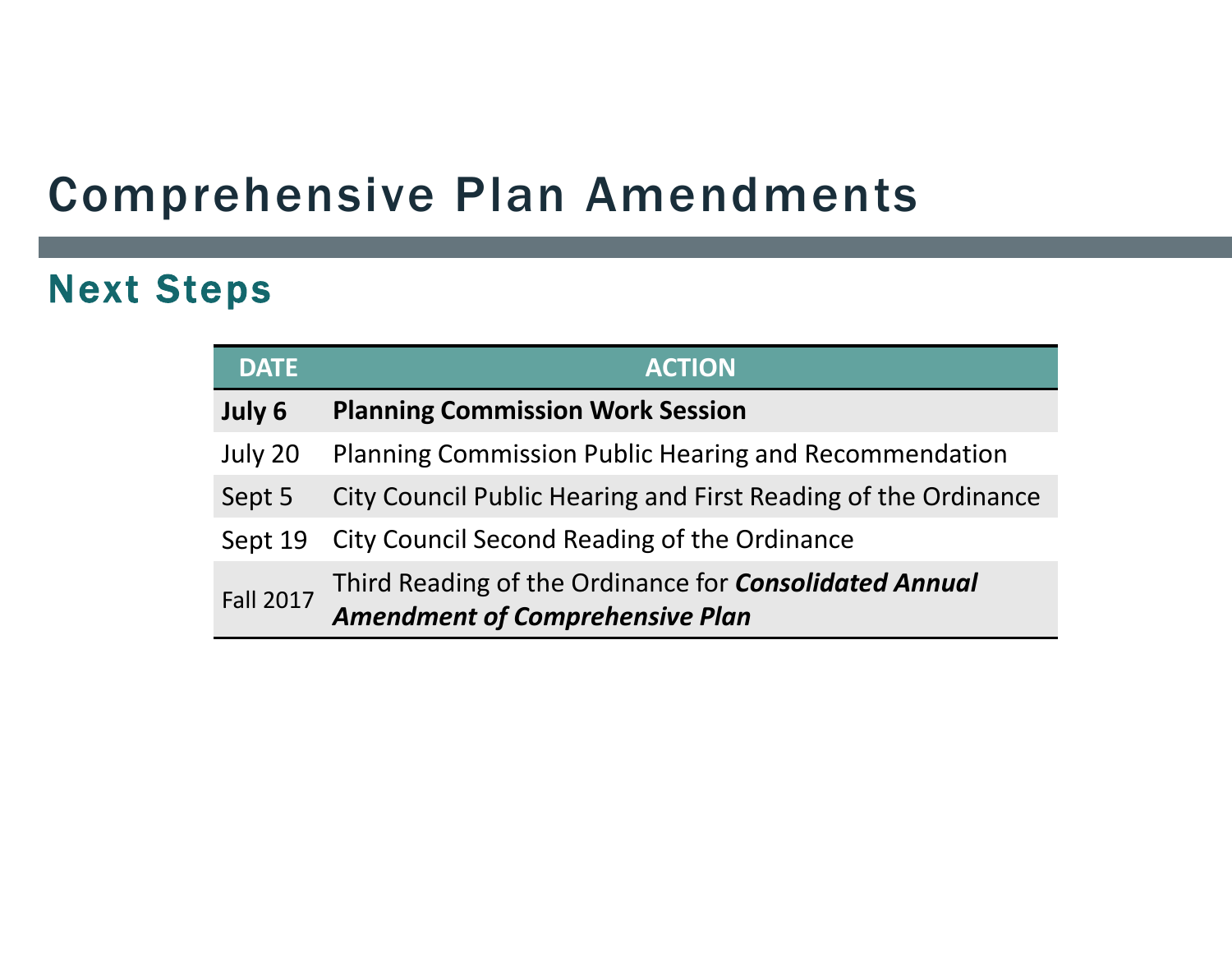# Comprehensive Plan Amendments

## Next Steps

| DATE | ACTION |
| --- | --- |
| **July 6** | **Planning Commission Work Session** |
| July 20 | Planning Commission Public Hearing and Recommendation |
| Sept 5 | City Council Public Hearing and First Reading of the Ordinance |
| Sept 19 | City Council Second Reading of the Ordinance |
| Fall 2017 | Third Reading of the Ordinance for ***Consolidated Annual Amendment of Comprehensive Plan*** |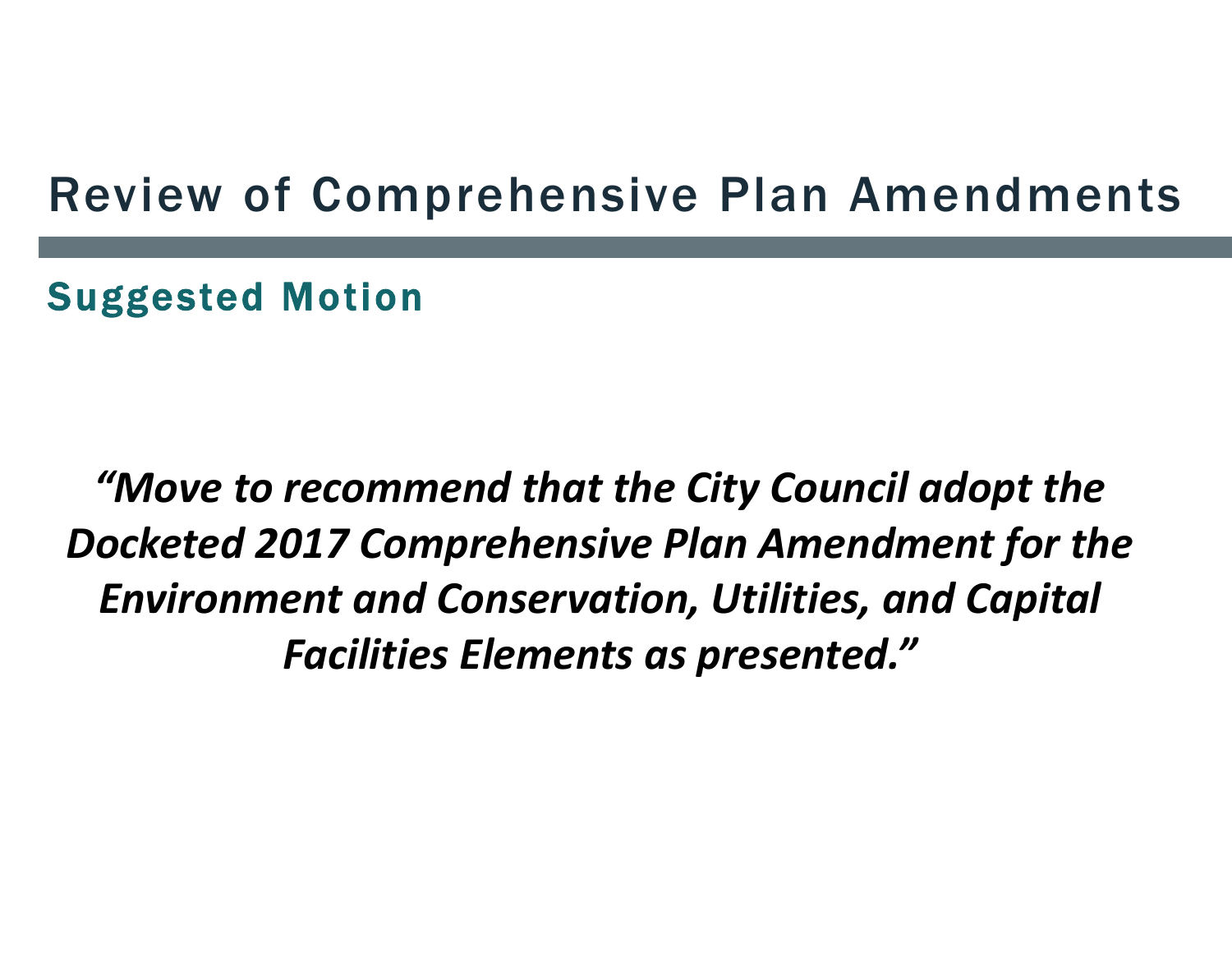# Review of Comprehensive Plan Amendments

## Suggested Motion

***"Move to recommend that the City Council adopt the Docketed 2017 Comprehensive Plan Amendment for the Environment and Conservation, Utilities, and Capital Facilities Elements as presented."***